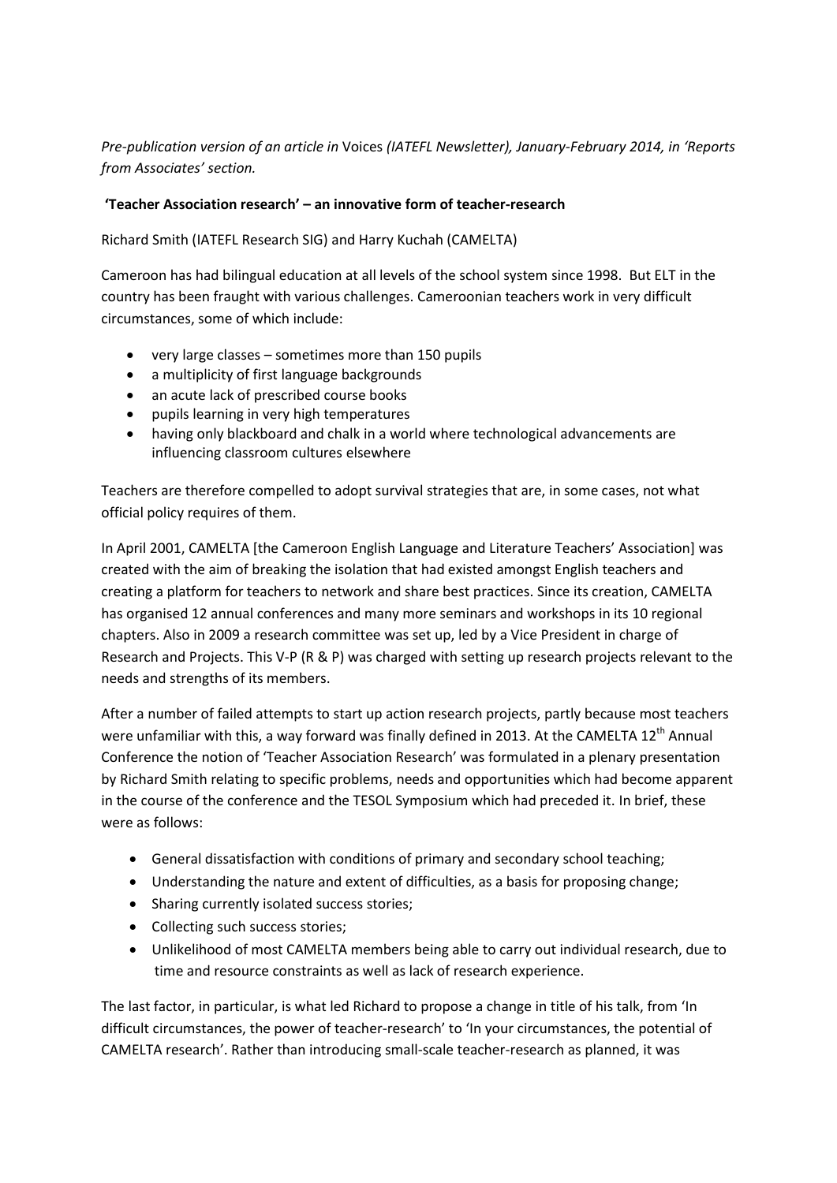*Pre-publication version of an article in* Voices *(IATEFL Newsletter), January-February 2014, in 'Reports from Associates' section.*

## 'Teacher Association research' – an innovative form of teacher-research

Richard Smith (IATEFL Research SIG) and Harry Kuchah (CAMELTA)

Cameroon has had bilingual education at all levels of the school system since 1998. But ELT in the country has been fraught with various challenges. Cameroonian teachers work in very difficult circumstances, some of which include:

- very large classes – sometimes more than 150 pupils
- a multiplicity of first language backgrounds
- an acute lack of prescribed course books
- pupils learning in very high temperatures
- having only blackboard and chalk in a world where technological advancements are influencing classroom cultures elsewhere

Teachers are therefore compelled to adopt survival strategies that are, in some cases, not what official policy requires of them.

In April 2001, CAMELTA [the Cameroon English Language and Literature Teachers' Association] was created with the aim of breaking the isolation that had existed amongst English teachers and creating a platform for teachers to network and share best practices. Since its creation, CAMELTA has organised 12 annual conferences and many more seminars and workshops in its 10 regional chapters. Also in 2009 a research committee was set up, led by a Vice President in charge of Research and Projects. This V-P (R & P) was charged with setting up research projects relevant to the needs and strengths of its members.

After a number of failed attempts to start up action research projects, partly because most teachers were unfamiliar with this, a way forward was finally defined in 2013. At the CAMELTA 12th Annual Conference the notion of 'Teacher Association Research' was formulated in a plenary presentation by Richard Smith relating to specific problems, needs and opportunities which had become apparent in the course of the conference and the TESOL Symposium which had preceded it. In brief, these were as follows:

- General dissatisfaction with conditions of primary and secondary school teaching;
- Understanding the nature and extent of difficulties, as a basis for proposing change;
- Sharing currently isolated success stories;
- Collecting such success stories;
- Unlikelihood of most CAMELTA members being able to carry out individual research, due to time and resource constraints as well as lack of research experience.

The last factor, in particular, is what led Richard to propose a change in title of his talk, from 'In difficult circumstances, the power of teacher-research' to 'In your circumstances, the potential of CAMELTA research'. Rather than introducing small-scale teacher-research as planned, it was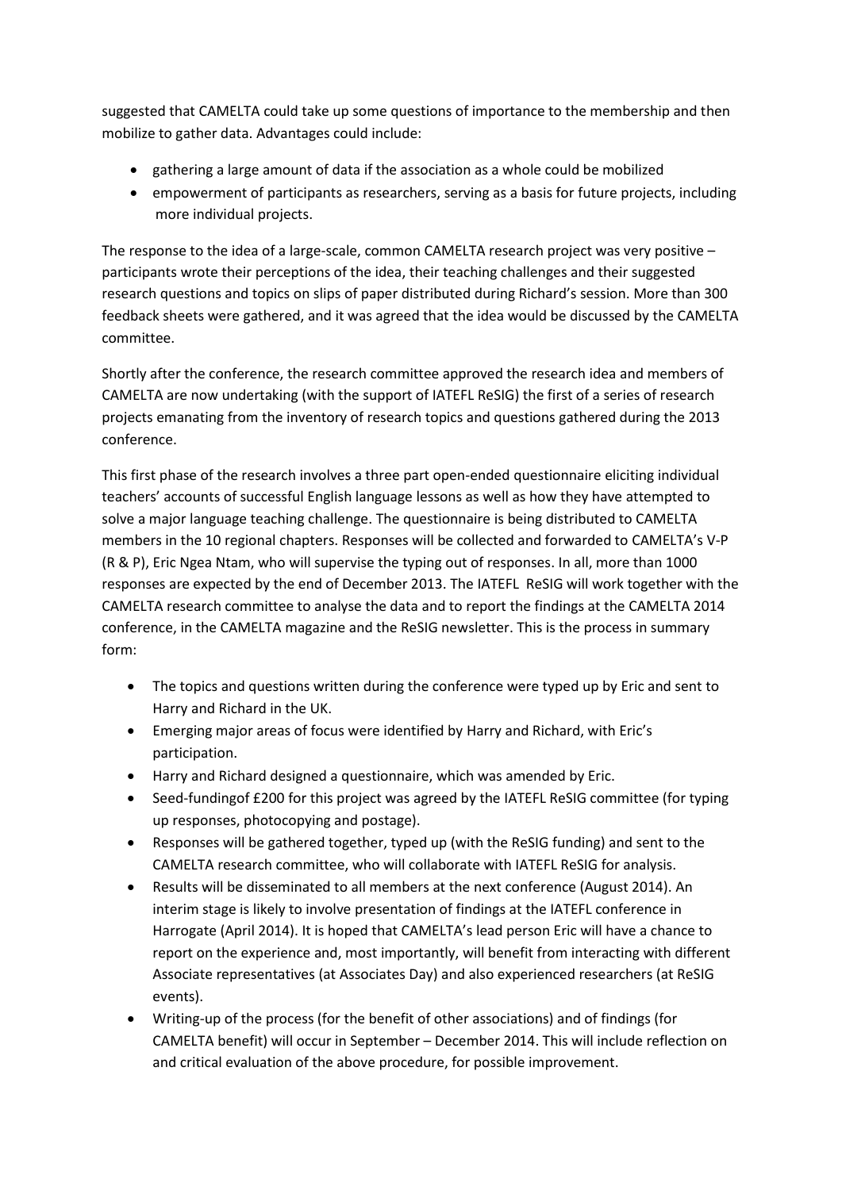suggested that CAMELTA could take up some questions of importance to the membership and then mobilize to gather data. Advantages could include:

- gathering a large amount of data if the association as a whole could be mobilized
- empowerment of participants as researchers, serving as a basis for future projects, including more individual projects.

The response to the idea of a large-scale, common CAMELTA research project was very positive – participants wrote their perceptions of the idea, their teaching challenges and their suggested research questions and topics on slips of paper distributed during Richard's session. More than 300 feedback sheets were gathered, and it was agreed that the idea would be discussed by the CAMELTA committee.

Shortly after the conference, the research committee approved the research idea and members of CAMELTA are now undertaking (with the support of IATEFL ReSIG) the first of a series of research projects emanating from the inventory of research topics and questions gathered during the 2013 conference.

This first phase of the research involves a three part open-ended questionnaire eliciting individual teachers' accounts of successful English language lessons as well as how they have attempted to solve a major language teaching challenge. The questionnaire is being distributed to CAMELTA members in the 10 regional chapters. Responses will be collected and forwarded to CAMELTA's V-P (R & P), Eric Ngea Ntam, who will supervise the typing out of responses. In all, more than 1000 responses are expected by the end of December 2013. The IATEFL ReSIG will work together with the CAMELTA research committee to analyse the data and to report the findings at the CAMELTA 2014 conference, in the CAMELTA magazine and the ReSIG newsletter. This is the process in summary form:

- The topics and questions written during the conference were typed up by Eric and sent to Harry and Richard in the UK.
- Emerging major areas of focus were identified by Harry and Richard, with Eric's participation.
- Harry and Richard designed a questionnaire, which was amended by Eric.
- Seed-fundingof £200 for this project was agreed by the IATEFL ReSIG committee (for typing up responses, photocopying and postage).
- Responses will be gathered together, typed up (with the ReSIG funding) and sent to the CAMELTA research committee, who will collaborate with IATEFL ReSIG for analysis.
- Results will be disseminated to all members at the next conference (August 2014). An interim stage is likely to involve presentation of findings at the IATEFL conference in Harrogate (April 2014). It is hoped that CAMELTA's lead person Eric will have a chance to report on the experience and, most importantly, will benefit from interacting with different Associate representatives (at Associates Day) and also experienced researchers (at ReSIG events).
- Writing-up of the process (for the benefit of other associations) and of findings (for CAMELTA benefit) will occur in September – December 2014. This will include reflection on and critical evaluation of the above procedure, for possible improvement.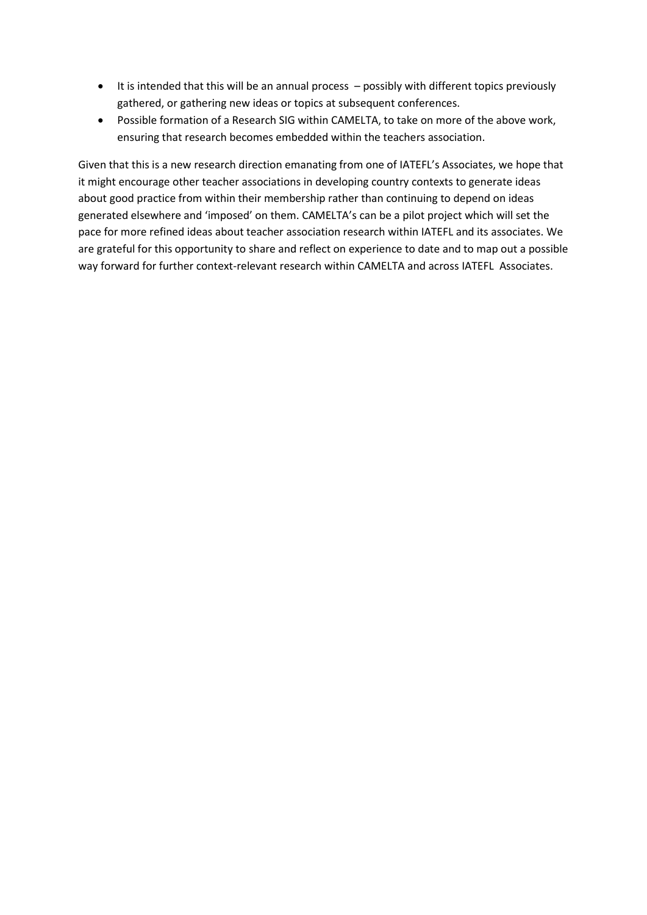- It is intended that this will be an annual process – possibly with different topics previously gathered, or gathering new ideas or topics at subsequent conferences.
- Possible formation of a Research SIG within CAMELTA, to take on more of the above work, ensuring that research becomes embedded within the teachers association.

Given that this is a new research direction emanating from one of IATEFL's Associates, we hope that it might encourage other teacher associations in developing country contexts to generate ideas about good practice from within their membership rather than continuing to depend on ideas generated elsewhere and 'imposed' on them. CAMELTA's can be a pilot project which will set the pace for more refined ideas about teacher association research within IATEFL and its associates. We are grateful for this opportunity to share and reflect on experience to date and to map out a possible way forward for further context-relevant research within CAMELTA and across IATEFL Associates.